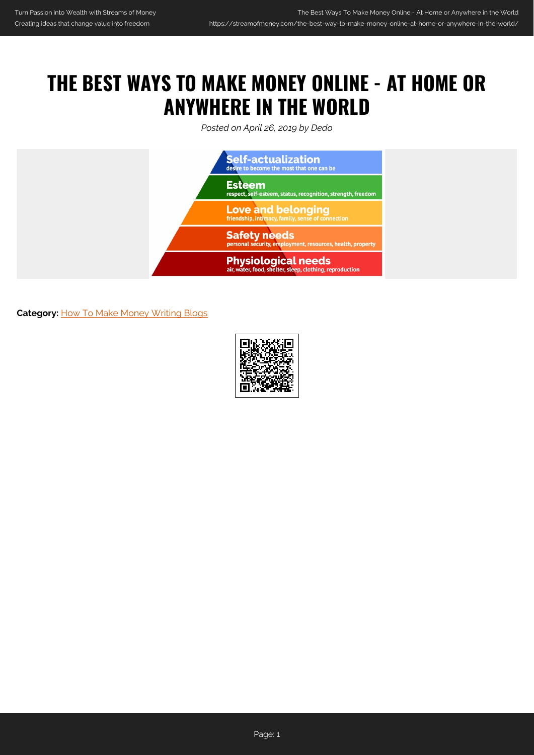# THE BEST WAYS TO MAKE MONEY ONLINE - AT HOME OR ANYWHERE IN THE WORLD

*Posted on April 26, 2019 by Dedo*

**Self-actualization**
desire to become the most that one can be

**Esteem**
respect, self-esteem, status, recognition, strength, freedom

**Love and belonging**
friendship, intimacy, family, sense of connection

**Safety needs**
personal security, employment, resources, health, property

**Physiological needs**
air, water, food, shelter, sleep, clothing, reproduction

**Category:** How To Make Money Writing Blogs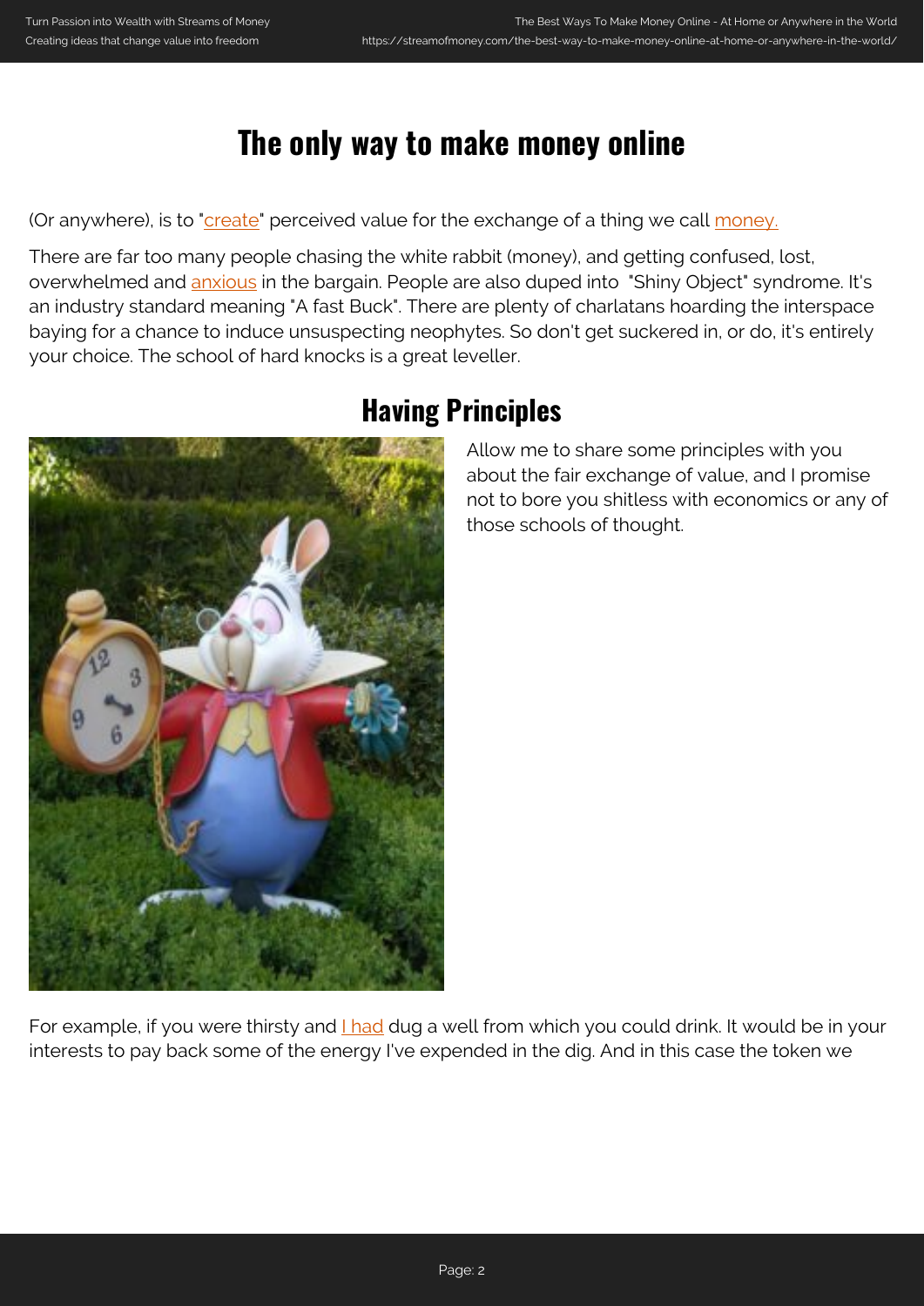# The only way to make money online

(Or anywhere), is to "create" perceived value for the exchange of a thing we call money.

There are far too many people chasing the white rabbit (money), and getting confused, lost, overwhelmed and anxious in the bargain. People are also duped into "Shiny Object" syndrome. It's an industry standard meaning "A fast Buck". There are plenty of charlatans hoarding the interspace baying for a chance to induce unsuspecting neophytes. So don't get suckered in, or do, it's entirely your choice. The school of hard knocks is a great leveller.

## Having Principles

Allow me to share some principles with you about the fair exchange of value, and I promise not to bore you shitless with economics or any of those schools of thought.

For example, if you were thirsty and I had dug a well from which you could drink. It would be in your interests to pay back some of the energy I've expended in the dig. And in this case the token we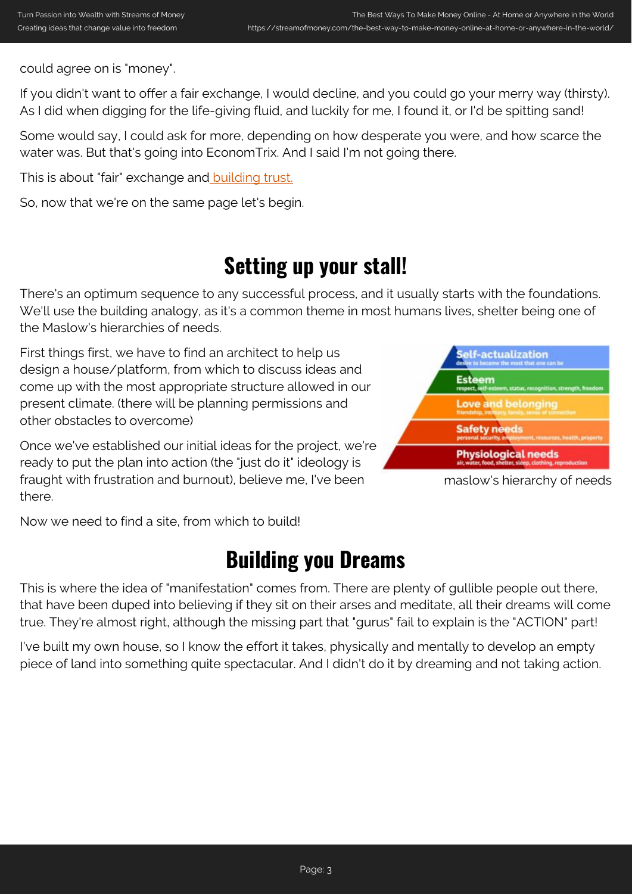could agree on is "money".

If you didn't want to offer a fair exchange, I would decline, and you could go your merry way (thirsty). As I did when digging for the life-giving fluid, and luckily for me, I found it, or I'd be spitting sand!

Some would say, I could ask for more, depending on how desperate you were, and how scarce the water was. But that's going into EconomTrix. And I said I'm not going there.

This is about "fair" exchange and [building trust.](#)

So, now that we're on the same page let's begin.

## Setting up your stall!

There's an optimum sequence to any successful process, and it usually starts with the foundations. We'll use the building analogy, as it's a common theme in most humans lives, shelter being one of the Maslow's hierarchies of needs.

First things first, we have to find an architect to help us design a house/platform, from which to discuss ideas and come up with the most appropriate structure allowed in our present climate. (there will be planning permissions and other obstacles to overcome)

Self-actualization
desire to become the most that one can be
Esteem
respect, self-esteem, status, recognition, strength, freedom
Love and belonging
friendship, intimacy, family, sense of connection
Safety needs
personal security, employment, resources, health, property
Physiological needs
air, water, food, shelter, sleep, clothing, reproduction

maslow's hierarchy of needs

Once we've established our initial ideas for the project, we're ready to put the plan into action (the "just do it" ideology is fraught with frustration and burnout), believe me, I've been there.

Now we need to find a site, from which to build!

## Building you Dreams

This is where the idea of "manifestation" comes from. There are plenty of gullible people out there, that have been duped into believing if they sit on their arses and meditate, all their dreams will come true. They're almost right, although the missing part that "gurus" fail to explain is the "ACTION" part!

I've built my own house, so I know the effort it takes, physically and mentally to develop an empty piece of land into something quite spectacular. And I didn't do it by dreaming and not taking action.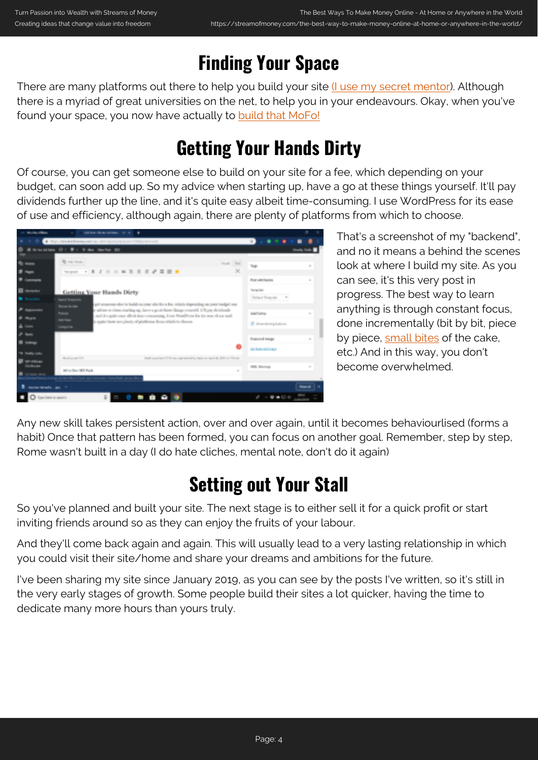## Finding Your Space

There are many platforms out there to help you build your site (I use my secret mentor). Although there is a myriad of great universities on the net, to help you in your endeavours. Okay, when you've found your space, you now have actually to build that MoFo!

## Getting Your Hands Dirty

Of course, you can get someone else to build on your site for a fee, which depending on your budget, can soon add up. So my advice when starting up, have a go at these things yourself. It'll pay dividends further up the line, and it's quite easy albeit time-consuming. I use WordPress for its ease of use and efficiency, although again, there are plenty of platforms from which to choose.

That's a screenshot of my "backend", and no it means a behind the scenes look at where I build my site. As you can see, it's this very post in progress. The best way to learn anything is through constant focus, done incrementally (bit by bit, piece by piece, small bites of the cake, etc.) And in this way, you don't become overwhelmed.

Any new skill takes persistent action, over and over again, until it becomes behaviourlised (forms a habit) Once that pattern has been formed, you can focus on another goal. Remember, step by step, Rome wasn't built in a day (I do hate cliches, mental note, don't do it again)

## Setting out Your Stall

So you've planned and built your site. The next stage is to either sell it for a quick profit or start inviting friends around so as they can enjoy the fruits of your labour.

And they'll come back again and again. This will usually lead to a very lasting relationship in which you could visit their site/home and share your dreams and ambitions for the future.

I've been sharing my site since January 2019, as you can see by the posts I've written, so it's still in the very early stages of growth. Some people build their sites a lot quicker, having the time to dedicate many more hours than yours truly.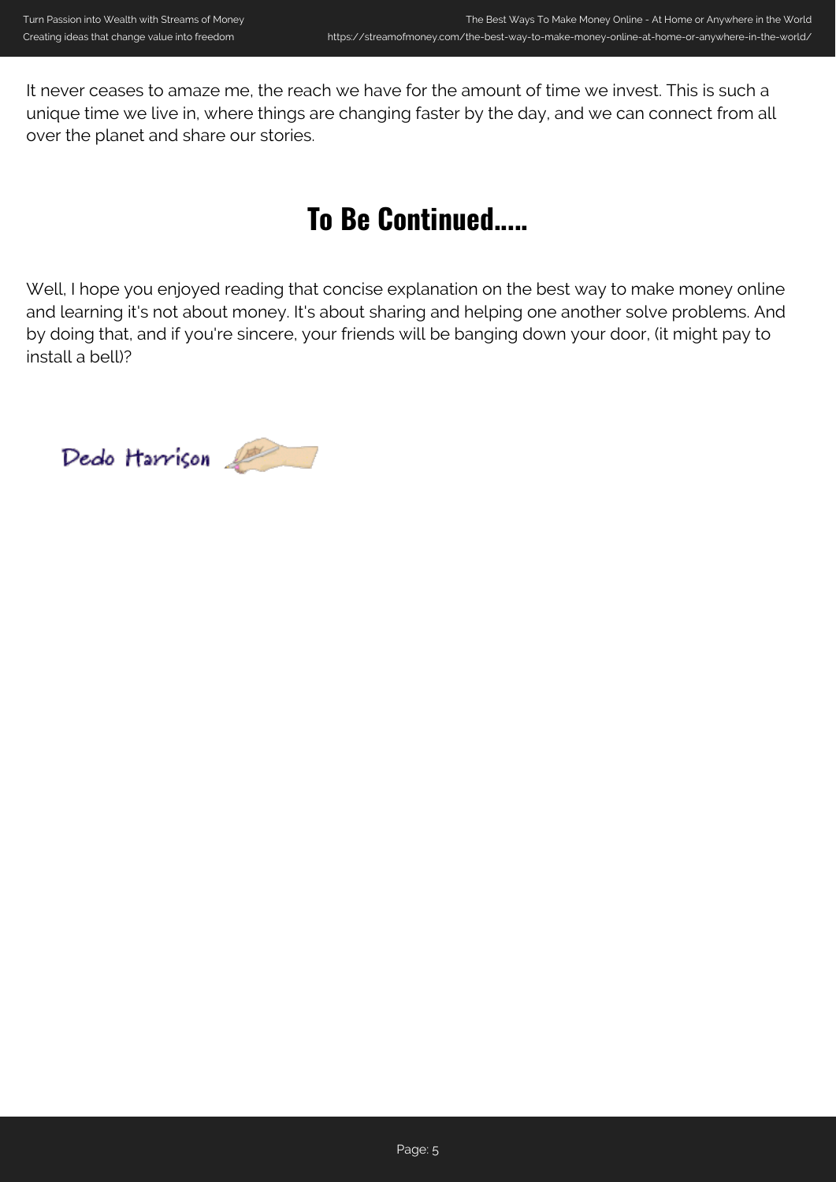It never ceases to amaze me, the reach we have for the amount of time we invest. This is such a unique time we live in, where things are changing faster by the day, and we can connect from all over the planet and share our stories.

## To Be Continued.....

Well, I hope you enjoyed reading that concise explanation on the best way to make money online and learning it's not about money. It's about sharing and helping one another solve problems. And by doing that, and if you're sincere, your friends will be banging down your door, (it might pay to install a bell)?

Dedo Harrison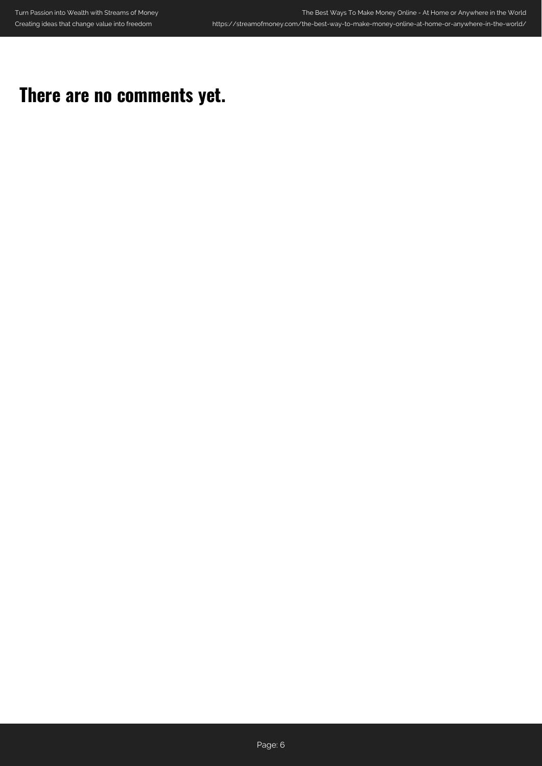## There are no comments yet.